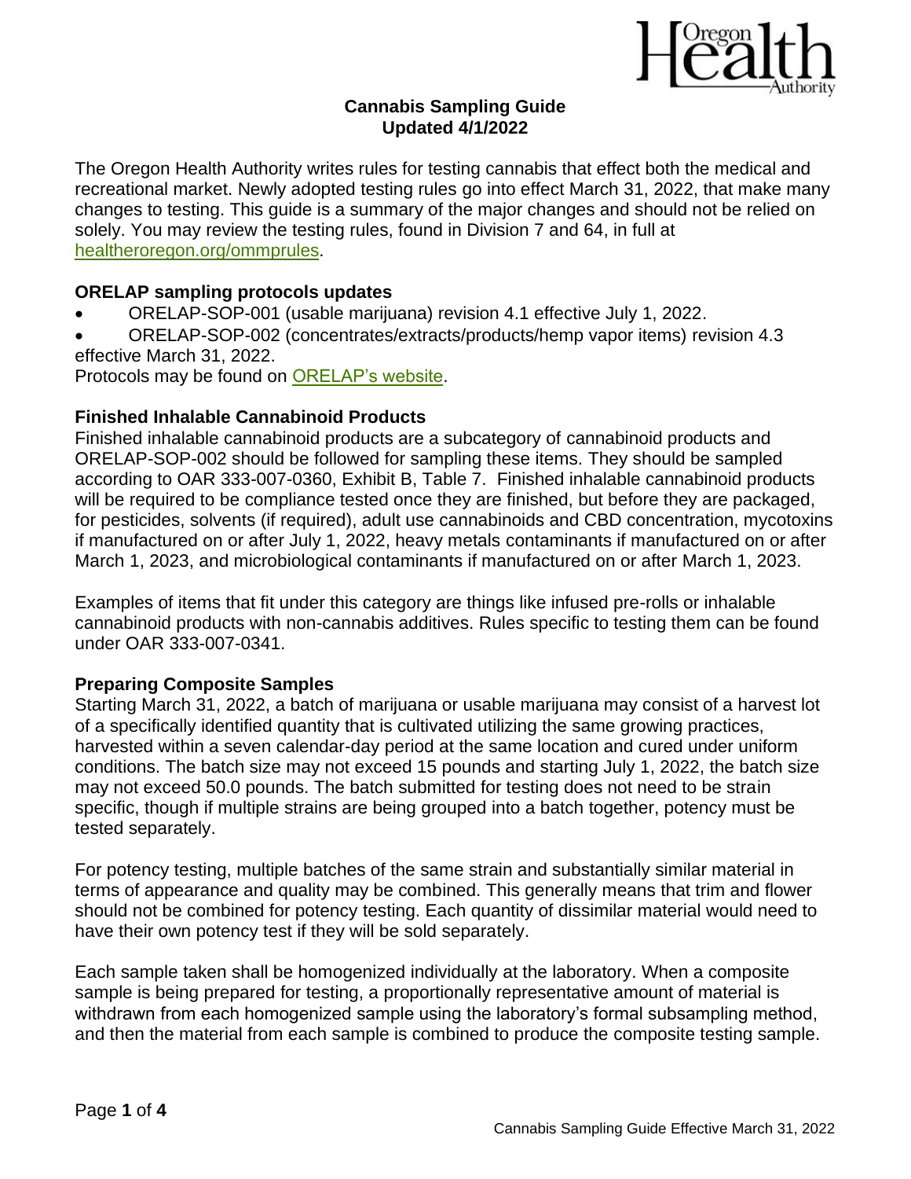# Cannabis Sampling Guide
**Updated 4/1/2022**

The Oregon Health Authority writes rules for testing cannabis that effect both the medical and recreational market. Newly adopted testing rules go into effect March 31, 2022, that make many changes to testing. This guide is a summary of the major changes and should not be relied on solely. You may review the testing rules, found in Division 7 and 64, in full at [healtheroregon.org/ommprules](healtheroregon.org/ommprules).

## ORELAP sampling protocols updates

- ORELAP-SOP-001 (usable marijuana) revision 4.1 effective July 1, 2022.
- ORELAP-SOP-002 (concentrates/extracts/products/hemp vapor items) revision 4.3 effective March 31, 2022.

Protocols may be found on ORELAP's website.

## Finished Inhalable Cannabinoid Products

Finished inhalable cannabinoid products are a subcategory of cannabinoid products and ORELAP-SOP-002 should be followed for sampling these items. They should be sampled according to OAR 333-007-0360, Exhibit B, Table 7. Finished inhalable cannabinoid products will be required to be compliance tested once they are finished, but before they are packaged, for pesticides, solvents (if required), adult use cannabinoids and CBD concentration, mycotoxins if manufactured on or after July 1, 2022, heavy metals contaminants if manufactured on or after March 1, 2023, and microbiological contaminants if manufactured on or after March 1, 2023.

Examples of items that fit under this category are things like infused pre-rolls or inhalable cannabinoid products with non-cannabis additives. Rules specific to testing them can be found under OAR 333-007-0341.

## Preparing Composite Samples

Starting March 31, 2022, a batch of marijuana or usable marijuana may consist of a harvest lot of a specifically identified quantity that is cultivated utilizing the same growing practices, harvested within a seven calendar-day period at the same location and cured under uniform conditions. The batch size may not exceed 15 pounds and starting July 1, 2022, the batch size may not exceed 50.0 pounds. The batch submitted for testing does not need to be strain specific, though if multiple strains are being grouped into a batch together, potency must be tested separately.

For potency testing, multiple batches of the same strain and substantially similar material in terms of appearance and quality may be combined. This generally means that trim and flower should not be combined for potency testing. Each quantity of dissimilar material would need to have their own potency test if they will be sold separately.

Each sample taken shall be homogenized individually at the laboratory. When a composite sample is being prepared for testing, a proportionally representative amount of material is withdrawn from each homogenized sample using the laboratory's formal subsampling method, and then the material from each sample is combined to produce the composite testing sample.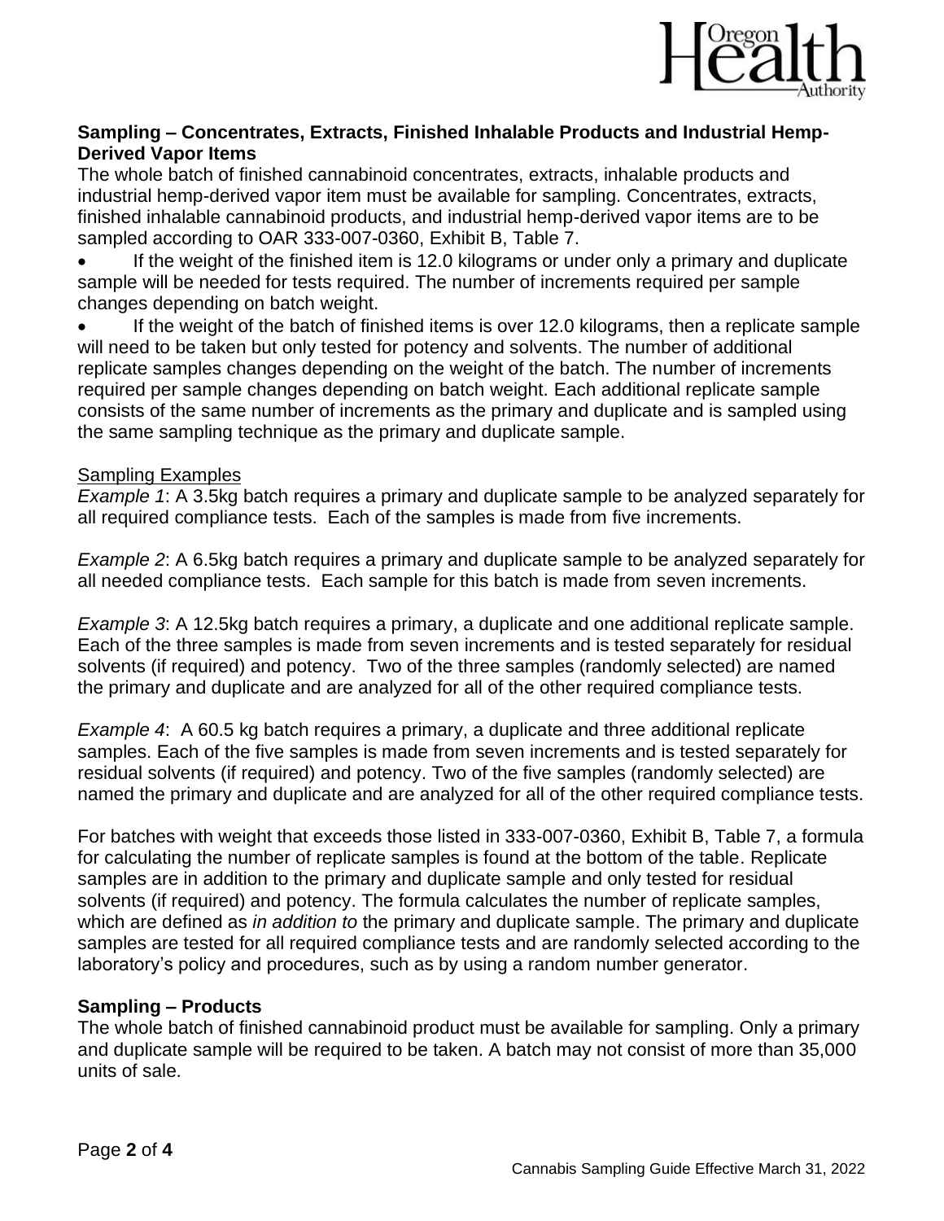**Sampling – Concentrates, Extracts, Finished Inhalable Products and Industrial Hemp-Derived Vapor Items**

The whole batch of finished cannabinoid concentrates, extracts, inhalable products and industrial hemp-derived vapor item must be available for sampling. Concentrates, extracts, finished inhalable cannabinoid products, and industrial hemp-derived vapor items are to be sampled according to OAR 333-007-0360, Exhibit B, Table 7.

- If the weight of the finished item is 12.0 kilograms or under only a primary and duplicate sample will be needed for tests required. The number of increments required per sample changes depending on batch weight.
- If the weight of the batch of finished items is over 12.0 kilograms, then a replicate sample will need to be taken but only tested for potency and solvents. The number of additional replicate samples changes depending on the weight of the batch. The number of increments required per sample changes depending on batch weight. Each additional replicate sample consists of the same number of increments as the primary and duplicate and is sampled using the same sampling technique as the primary and duplicate sample.

<u>Sampling Examples</u>

*Example 1*: A 3.5kg batch requires a primary and duplicate sample to be analyzed separately for all required compliance tests. Each of the samples is made from five increments.

*Example 2*: A 6.5kg batch requires a primary and duplicate sample to be analyzed separately for all needed compliance tests. Each sample for this batch is made from seven increments.

*Example 3*: A 12.5kg batch requires a primary, a duplicate and one additional replicate sample. Each of the three samples is made from seven increments and is tested separately for residual solvents (if required) and potency. Two of the three samples (randomly selected) are named the primary and duplicate and are analyzed for all of the other required compliance tests.

*Example 4*: A 60.5 kg batch requires a primary, a duplicate and three additional replicate samples. Each of the five samples is made from seven increments and is tested separately for residual solvents (if required) and potency. Two of the five samples (randomly selected) are named the primary and duplicate and are analyzed for all of the other required compliance tests.

For batches with weight that exceeds those listed in 333-007-0360, Exhibit B, Table 7, a formula for calculating the number of replicate samples is found at the bottom of the table. Replicate samples are in addition to the primary and duplicate sample and only tested for residual solvents (if required) and potency. The formula calculates the number of replicate samples, which are defined as *in addition to* the primary and duplicate sample. The primary and duplicate samples are tested for all required compliance tests and are randomly selected according to the laboratory's policy and procedures, such as by using a random number generator.

**Sampling – Products**

The whole batch of finished cannabinoid product must be available for sampling. Only a primary and duplicate sample will be required to be taken. A batch may not consist of more than 35,000 units of sale.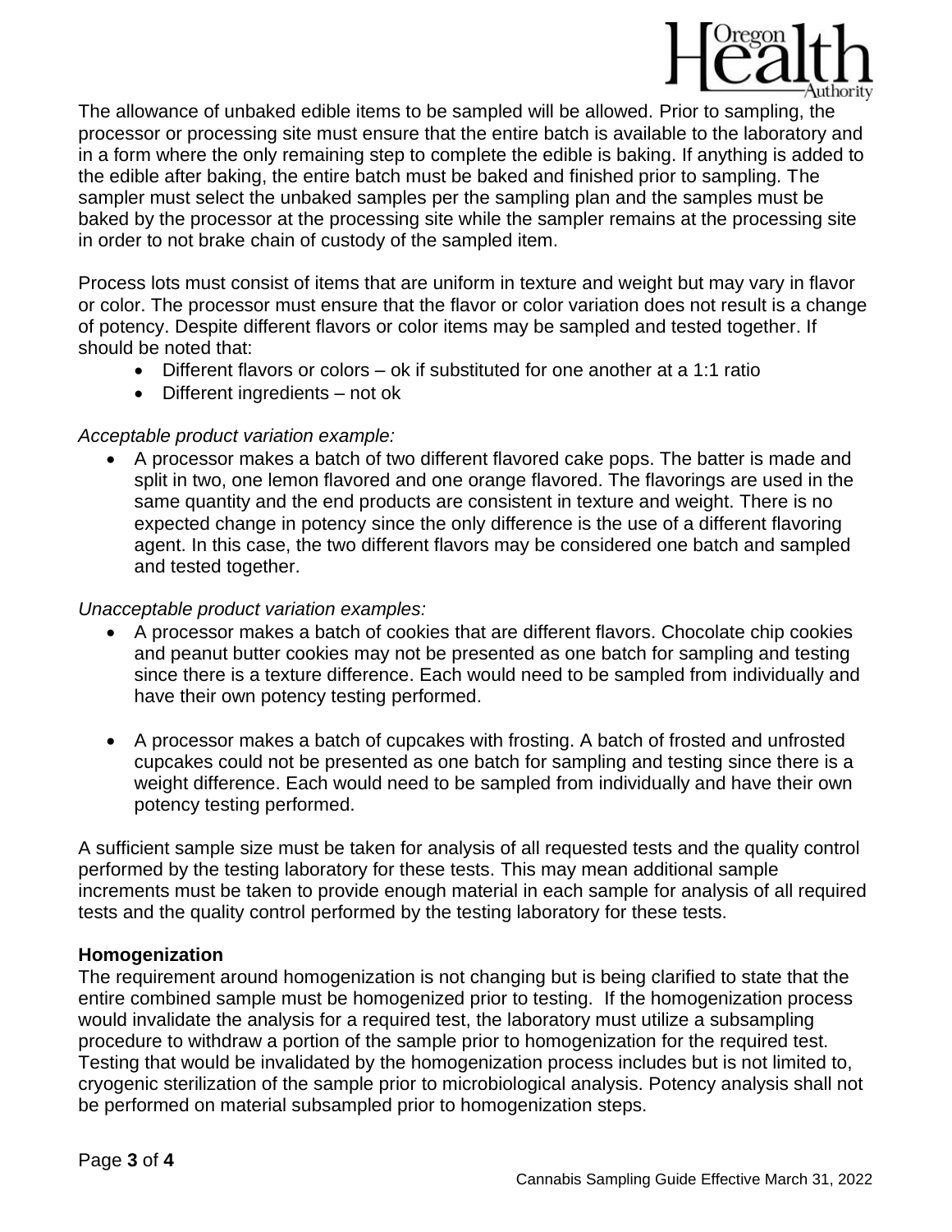The allowance of unbaked edible items to be sampled will be allowed. Prior to sampling, the processor or processing site must ensure that the entire batch is available to the laboratory and in a form where the only remaining step to complete the edible is baking. If anything is added to the edible after baking, the entire batch must be baked and finished prior to sampling. The sampler must select the unbaked samples per the sampling plan and the samples must be baked by the processor at the processing site while the sampler remains at the processing site in order to not brake chain of custody of the sampled item.

Process lots must consist of items that are uniform in texture and weight but may vary in flavor or color. The processor must ensure that the flavor or color variation does not result is a change of potency. Despite different flavors or color items may be sampled and tested together. If should be noted that:

- Different flavors or colors – ok if substituted for one another at a 1:1 ratio
- Different ingredients – not ok

*Acceptable product variation example:*

- A processor makes a batch of two different flavored cake pops. The batter is made and split in two, one lemon flavored and one orange flavored. The flavorings are used in the same quantity and the end products are consistent in texture and weight. There is no expected change in potency since the only difference is the use of a different flavoring agent. In this case, the two different flavors may be considered one batch and sampled and tested together.

*Unacceptable product variation examples:*

- A processor makes a batch of cookies that are different flavors. Chocolate chip cookies and peanut butter cookies may not be presented as one batch for sampling and testing since there is a texture difference. Each would need to be sampled from individually and have their own potency testing performed.

- A processor makes a batch of cupcakes with frosting. A batch of frosted and unfrosted cupcakes could not be presented as one batch for sampling and testing since there is a weight difference. Each would need to be sampled from individually and have their own potency testing performed.

A sufficient sample size must be taken for analysis of all requested tests and the quality control performed by the testing laboratory for these tests. This may mean additional sample increments must be taken to provide enough material in each sample for analysis of all required tests and the quality control performed by the testing laboratory for these tests.

**Homogenization**

The requirement around homogenization is not changing but is being clarified to state that the entire combined sample must be homogenized prior to testing. If the homogenization process would invalidate the analysis for a required test, the laboratory must utilize a subsampling procedure to withdraw a portion of the sample prior to homogenization for the required test. Testing that would be invalidated by the homogenization process includes but is not limited to, cryogenic sterilization of the sample prior to microbiological analysis. Potency analysis shall not be performed on material subsampled prior to homogenization steps.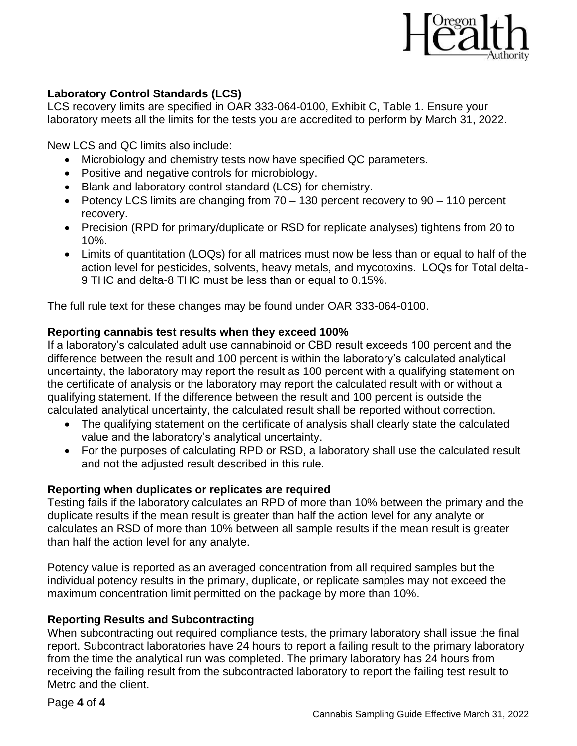### Laboratory Control Standards (LCS)

LCS recovery limits are specified in OAR 333-064-0100, Exhibit C, Table 1. Ensure your laboratory meets all the limits for the tests you are accredited to perform by March 31, 2022.

New LCS and QC limits also include:

- Microbiology and chemistry tests now have specified QC parameters.
- Positive and negative controls for microbiology.
- Blank and laboratory control standard (LCS) for chemistry.
- Potency LCS limits are changing from 70 – 130 percent recovery to 90 – 110 percent recovery.
- Precision (RPD for primary/duplicate or RSD for replicate analyses) tightens from 20 to 10%.
- Limits of quantitation (LOQs) for all matrices must now be less than or equal to half of the action level for pesticides, solvents, heavy metals, and mycotoxins. LOQs for Total delta-9 THC and delta-8 THC must be less than or equal to 0.15%.

The full rule text for these changes may be found under OAR 333-064-0100.

### Reporting cannabis test results when they exceed 100%

If a laboratory's calculated adult use cannabinoid or CBD result exceeds 100 percent and the difference between the result and 100 percent is within the laboratory's calculated analytical uncertainty, the laboratory may report the result as 100 percent with a qualifying statement on the certificate of analysis or the laboratory may report the calculated result with or without a qualifying statement. If the difference between the result and 100 percent is outside the calculated analytical uncertainty, the calculated result shall be reported without correction.

- The qualifying statement on the certificate of analysis shall clearly state the calculated value and the laboratory's analytical uncertainty.
- For the purposes of calculating RPD or RSD, a laboratory shall use the calculated result and not the adjusted result described in this rule.

### Reporting when duplicates or replicates are required

Testing fails if the laboratory calculates an RPD of more than 10% between the primary and the duplicate results if the mean result is greater than half the action level for any analyte or calculates an RSD of more than 10% between all sample results if the mean result is greater than half the action level for any analyte.

Potency value is reported as an averaged concentration from all required samples but the individual potency results in the primary, duplicate, or replicate samples may not exceed the maximum concentration limit permitted on the package by more than 10%.

### Reporting Results and Subcontracting

When subcontracting out required compliance tests, the primary laboratory shall issue the final report. Subcontract laboratories have 24 hours to report a failing result to the primary laboratory from the time the analytical run was completed. The primary laboratory has 24 hours from receiving the failing result from the subcontracted laboratory to report the failing test result to Metrc and the client.